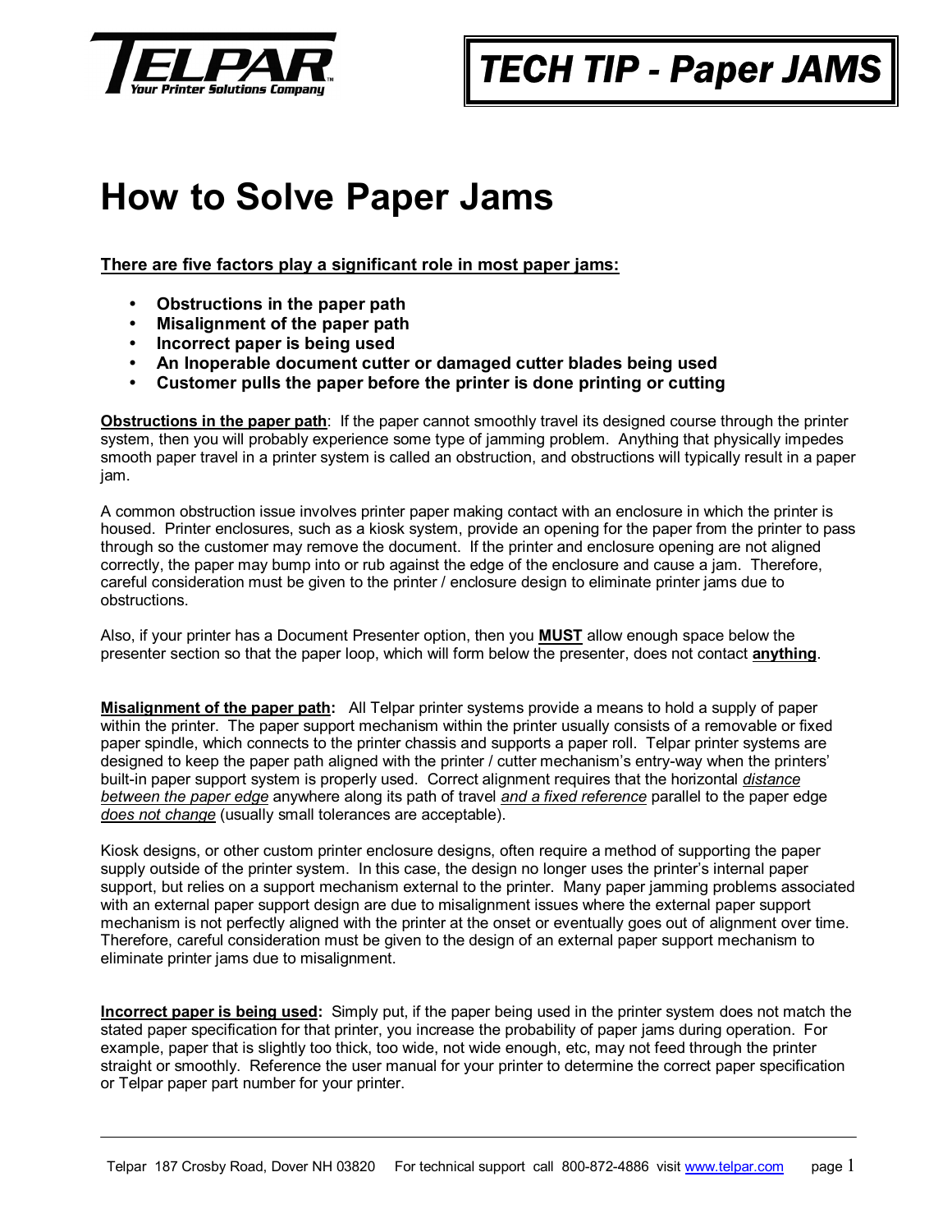**TELPAR**
Your Printer Solutions Company

# TECH TIP - Paper JAMS

# How to Solve Paper Jams

**There are five factors play a significant role in most paper jams:**

- **Obstructions in the paper path**
- **Misalignment of the paper path**
- **Incorrect paper is being used**
- **An Inoperable document cutter or damaged cutter blades being used**
- **Customer pulls the paper before the printer is done printing or cutting**

**Obstructions in the paper path**: If the paper cannot smoothly travel its designed course through the printer system, then you will probably experience some type of jamming problem. Anything that physically impedes smooth paper travel in a printer system is called an obstruction, and obstructions will typically result in a paper jam.

A common obstruction issue involves printer paper making contact with an enclosure in which the printer is housed. Printer enclosures, such as a kiosk system, provide an opening for the paper from the printer to pass through so the customer may remove the document. If the printer and enclosure opening are not aligned correctly, the paper may bump into or rub against the edge of the enclosure and cause a jam. Therefore, careful consideration must be given to the printer / enclosure design to eliminate printer jams due to obstructions.

Also, if your printer has a Document Presenter option, then you **MUST** allow enough space below the presenter section so that the paper loop, which will form below the presenter, does not contact **anything**.

**Misalignment of the paper path:** All Telpar printer systems provide a means to hold a supply of paper within the printer. The paper support mechanism within the printer usually consists of a removable or fixed paper spindle, which connects to the printer chassis and supports a paper roll. Telpar printer systems are designed to keep the paper path aligned with the printer / cutter mechanism's entry-way when the printers' built-in paper support system is properly used. Correct alignment requires that the horizontal *distance between the paper edge* anywhere along its path of travel *and a fixed reference* parallel to the paper edge *does not change* (usually small tolerances are acceptable).

Kiosk designs, or other custom printer enclosure designs, often require a method of supporting the paper supply outside of the printer system. In this case, the design no longer uses the printer's internal paper support, but relies on a support mechanism external to the printer. Many paper jamming problems associated with an external paper support design are due to misalignment issues where the external paper support mechanism is not perfectly aligned with the printer at the onset or eventually goes out of alignment over time. Therefore, careful consideration must be given to the design of an external paper support mechanism to eliminate printer jams due to misalignment.

**Incorrect paper is being used:** Simply put, if the paper being used in the printer system does not match the stated paper specification for that printer, you increase the probability of paper jams during operation. For example, paper that is slightly too thick, too wide, not wide enough, etc, may not feed through the printer straight or smoothly. Reference the user manual for your printer to determine the correct paper specification or Telpar paper part number for your printer.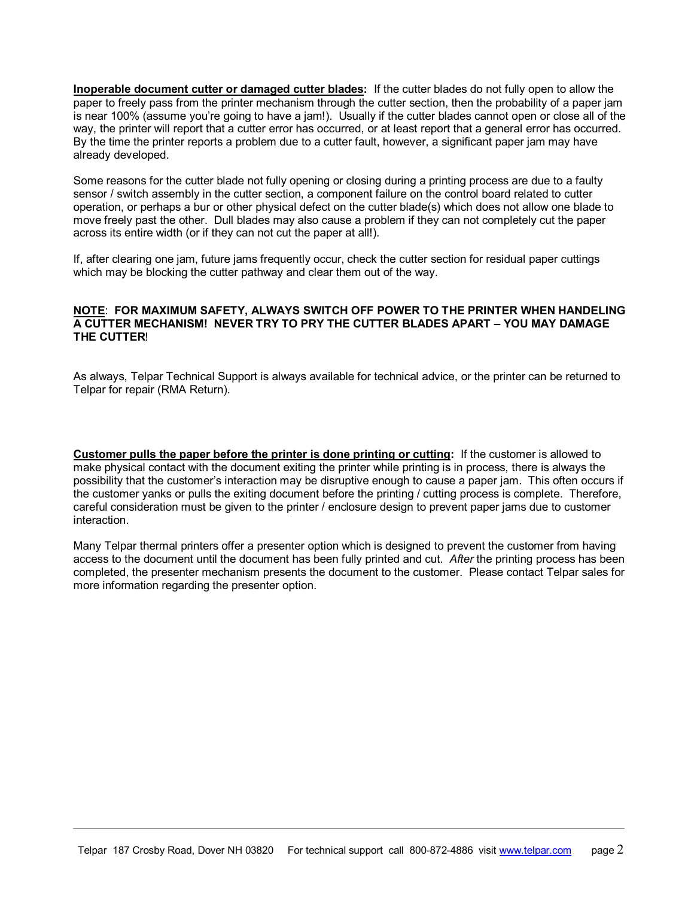**<u>Inoperable document cutter or damaged cutter blades</u>:** If the cutter blades do not fully open to allow the paper to freely pass from the printer mechanism through the cutter section, then the probability of a paper jam is near 100% (assume you're going to have a jam!). Usually if the cutter blades cannot open or close all of the way, the printer will report that a cutter error has occurred, or at least report that a general error has occurred. By the time the printer reports a problem due to a cutter fault, however, a significant paper jam may have already developed.

Some reasons for the cutter blade not fully opening or closing during a printing process are due to a faulty sensor / switch assembly in the cutter section, a component failure on the control board related to cutter operation, or perhaps a bur or other physical defect on the cutter blade(s) which does not allow one blade to move freely past the other. Dull blades may also cause a problem if they can not completely cut the paper across its entire width (or if they can not cut the paper at all!).

If, after clearing one jam, future jams frequently occur, check the cutter section for residual paper cuttings which may be blocking the cutter pathway and clear them out of the way.

**<u>NOTE</u>: FOR MAXIMUM SAFETY, ALWAYS SWITCH OFF POWER TO THE PRINTER WHEN HANDELING A CUTTER MECHANISM! NEVER TRY TO PRY THE CUTTER BLADES APART – YOU MAY DAMAGE THE CUTTER!**

As always, Telpar Technical Support is always available for technical advice, or the printer can be returned to Telpar for repair (RMA Return).

**<u>Customer pulls the paper before the printer is done printing or cutting</u>:** If the customer is allowed to make physical contact with the document exiting the printer while printing is in process, there is always the possibility that the customer's interaction may be disruptive enough to cause a paper jam. This often occurs if the customer yanks or pulls the exiting document before the printing / cutting process is complete. Therefore, careful consideration must be given to the printer / enclosure design to prevent paper jams due to customer interaction.

Many Telpar thermal printers offer a presenter option which is designed to prevent the customer from having access to the document until the document has been fully printed and cut. *After* the printing process has been completed, the presenter mechanism presents the document to the customer. Please contact Telpar sales for more information regarding the presenter option.